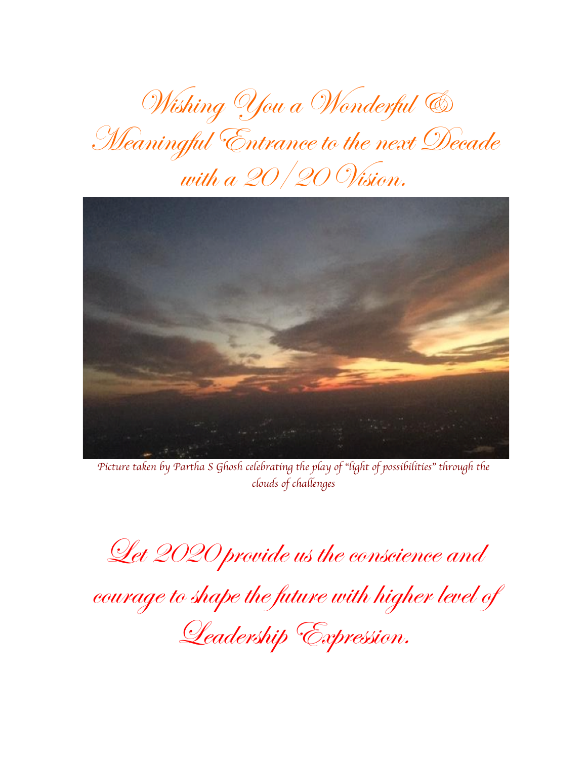# *Wishing You a Wonderful & Meaningful Entrance to the next Decade with a 20/20 Vision.*

*Picture taken by Partha S Ghosh celebrating the play of "light of possibilities" through the clouds of challenges*

*Let 2020 provide us the conscience and courage to shape the future with higher level of Leadership Expression.*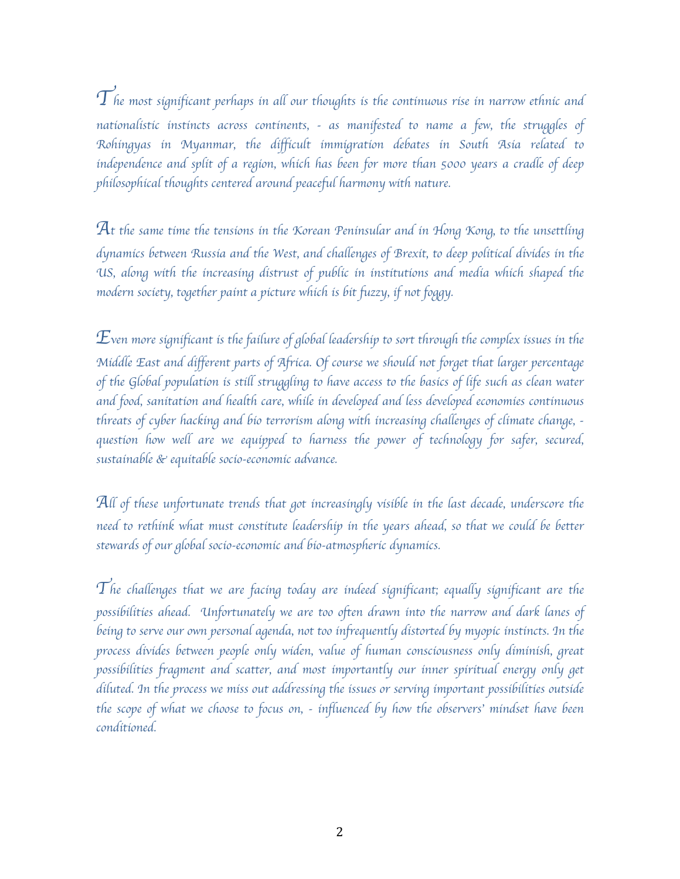*The most significant perhaps in all our thoughts is the continuous rise in narrow ethnic and nationalistic instincts across continents, - as manifested to name a few, the struggles of Rohingyas in Myanmar, the difficult immigration debates in South Asia related to independence and split of a region, which has been for more than 5000 years a cradle of deep philosophical thoughts centered around peaceful harmony with nature.*

*At the same time the tensions in the Korean Peninsular and in Hong Kong, to the unsettling dynamics between Russia and the West, and challenges of Brexit, to deep political divides in the US, along with the increasing distrust of public in institutions and media which shaped the modern society, together paint a picture which is bit fuzzy, if not foggy.*

*Even more significant is the failure of global leadership to sort through the complex issues in the Middle East and different parts of Africa. Of course we should not forget that larger percentage of the Global population is still struggling to have access to the basics of life such as clean water and food, sanitation and health care, while in developed and less developed economies continuous threats of cyber hacking and bio terrorism along with increasing challenges of climate change, - question how well are we equipped to harness the power of technology for safer, secured, sustainable & equitable socio-economic advance.*

*All of these unfortunate trends that got increasingly visible in the last decade, underscore the need to rethink what must constitute leadership in the years ahead, so that we could be better stewards of our global socio-economic and bio-atmospheric dynamics.*

*The challenges that we are facing today are indeed significant; equally significant are the possibilities ahead. Unfortunately we are too often drawn into the narrow and dark lanes of being to serve our own personal agenda, not too infrequently distorted by myopic instincts. In the process divides between people only widen, value of human consciousness only diminish, great possibilities fragment and scatter, and most importantly our inner spiritual energy only get diluted. In the process we miss out addressing the issues or serving important possibilities outside the scope of what we choose to focus on, - influenced by how the observers' mindset have been conditioned.*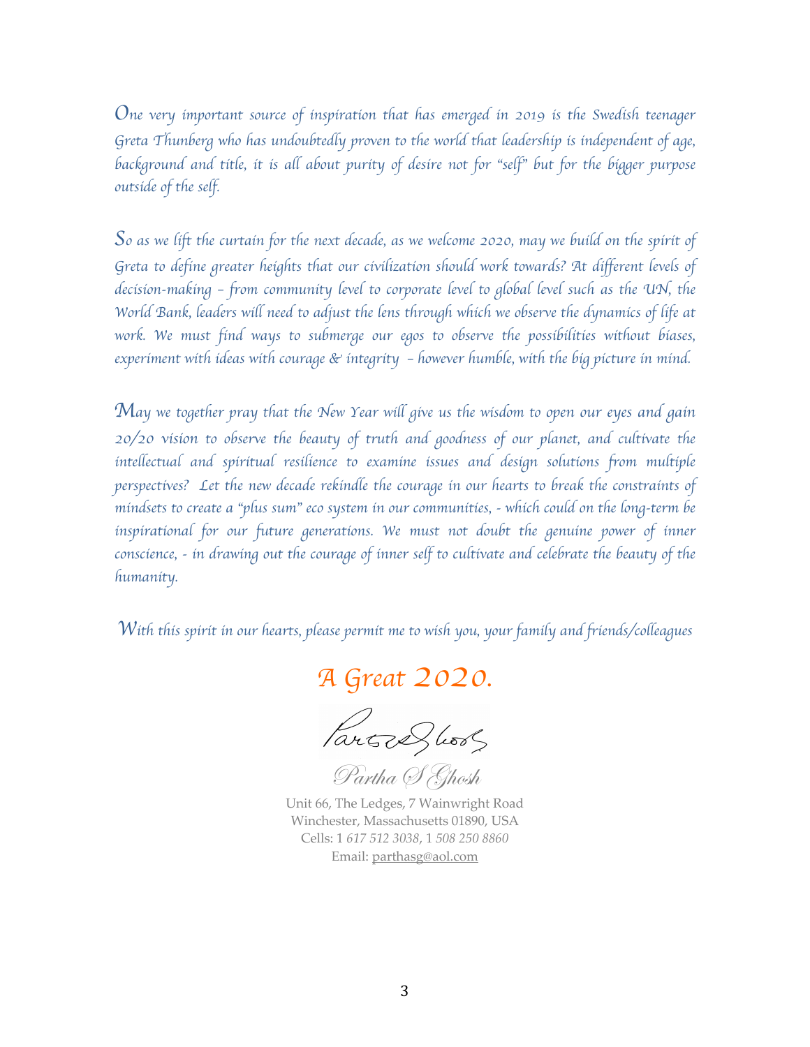*One very important source of inspiration that has emerged in 2019 is the Swedish teenager Greta Thunberg who has undoubtedly proven to the world that leadership is independent of age, background and title, it is all about purity of desire not for "self" but for the bigger purpose outside of the self.*

*So as we lift the curtain for the next decade, as we welcome 2020, may we build on the spirit of Greta to define greater heights that our civilization should work towards? At different levels of decision-making – from community level to corporate level to global level such as the UN, the World Bank, leaders will need to adjust the lens through which we observe the dynamics of life at work. We must find ways to submerge our egos to observe the possibilities without biases, experiment with ideas with courage & integrity – however humble, with the big picture in mind.*

*May we together pray that the New Year will give us the wisdom to open our eyes and gain 20/20 vision to observe the beauty of truth and goodness of our planet, and cultivate the intellectual and spiritual resilience to examine issues and design solutions from multiple perspectives? Let the new decade rekindle the courage in our hearts to break the constraints of mindsets to create a "plus sum" eco system in our communities, - which could on the long-term be inspirational for our future generations. We must not doubt the genuine power of inner conscience, - in drawing out the courage of inner self to cultivate and celebrate the beauty of the humanity.*

*With this spirit in our hearts, please permit me to wish you, your family and friends/colleagues*

*A Great 2020.*

*Partha S Ghosh*

Unit 66, The Ledges, 7 Wainwright Road
Winchester, Massachusetts 01890, USA
Cells: 1 *617 512 3038*, 1 *508 250 8860*
Email: parthasg@aol.com